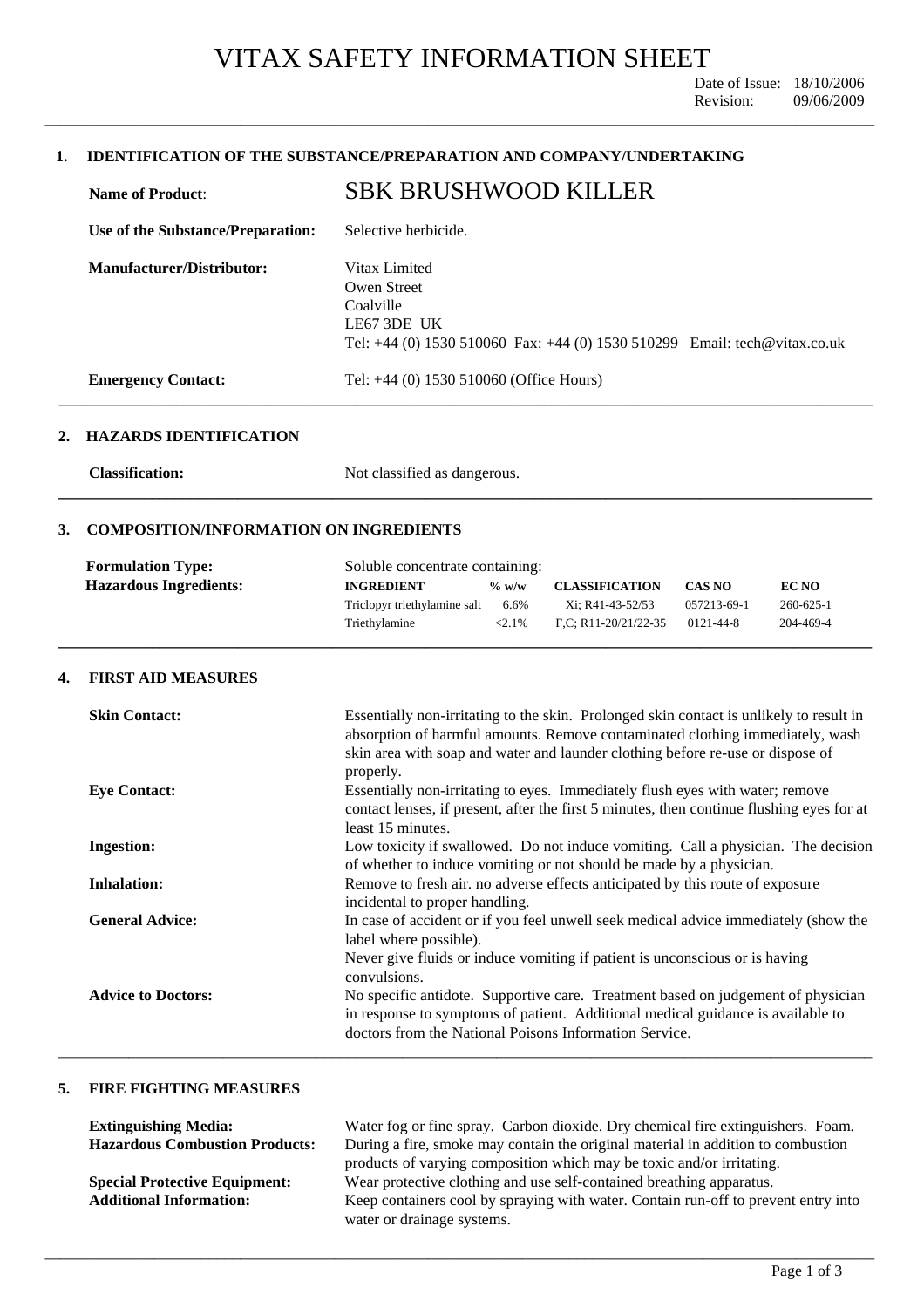# VITAX SAFETY INFORMATION SHEET

Date of Issue: 18/10/2006
Revision: 09/06/2009

## 1. IDENTIFICATION OF THE SUBSTANCE/PREPARATION AND COMPANY/UNDERTAKING

**Name of Product**: SBK BRUSHWOOD KILLER

**Use of the Substance/Preparation:** Selective herbicide.

**Manufacturer/Distributor:** Vitax Limited
Owen Street
Coalville
LE67 3DE UK
Tel: +44 (0) 1530 510060 Fax: +44 (0) 1530 510299 Email: tech@vitax.co.uk

**Emergency Contact:** Tel: +44 (0) 1530 510060 (Office Hours)

## 2. HAZARDS IDENTIFICATION

**Classification:** Not classified as dangerous.

## 3. COMPOSITION/INFORMATION ON INGREDIENTS

**Formulation Type:** Soluble concentrate containing:

**Hazardous Ingredients:**

| INGREDIENT | % w/w | CLASSIFICATION | CAS NO | EC NO |
|---|---|---|---|---|
| Triclopyr triethylamine salt | 6.6% | Xi; R41-43-52/53 | 057213-69-1 | 260-625-1 |
| Triethylamine | <2.1% | F,C; R11-20/21/22-35 | 0121-44-8 | 204-469-4 |

## 4. FIRST AID MEASURES

**Skin Contact:** Essentially non-irritating to the skin. Prolonged skin contact is unlikely to result in absorption of harmful amounts. Remove contaminated clothing immediately, wash skin area with soap and water and launder clothing before re-use or dispose of properly.

**Eye Contact:** Essentially non-irritating to eyes. Immediately flush eyes with water; remove contact lenses, if present, after the first 5 minutes, then continue flushing eyes for at least 15 minutes.

**Ingestion:** Low toxicity if swallowed. Do not induce vomiting. Call a physician. The decision of whether to induce vomiting or not should be made by a physician.

**Inhalation:** Remove to fresh air. no adverse effects anticipated by this route of exposure incidental to proper handling.

**General Advice:** In case of accident or if you feel unwell seek medical advice immediately (show the label where possible).
Never give fluids or induce vomiting if patient is unconscious or is having convulsions.

**Advice to Doctors:** No specific antidote. Supportive care. Treatment based on judgement of physician in response to symptoms of patient. Additional medical guidance is available to doctors from the National Poisons Information Service.

## 5. FIRE FIGHTING MEASURES

**Extinguishing Media:** Water fog or fine spray. Carbon dioxide. Dry chemical fire extinguishers. Foam.

**Hazardous Combustion Products:** During a fire, smoke may contain the original material in addition to combustion products of varying composition which may be toxic and/or irritating.

**Special Protective Equipment:** Wear protective clothing and use self-contained breathing apparatus.

**Additional Information:** Keep containers cool by spraying with water. Contain run-off to prevent entry into water or drainage systems.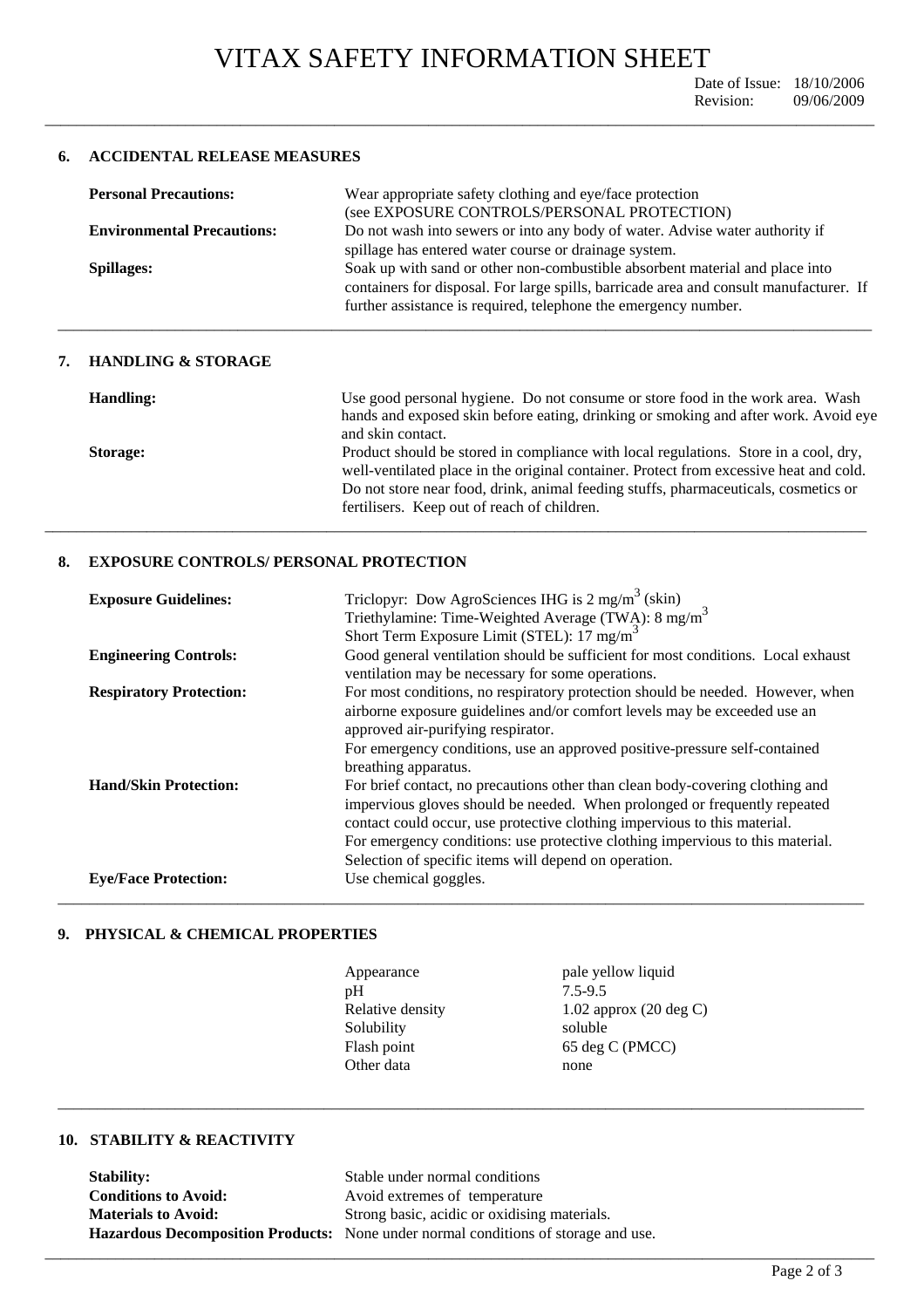# VITAX SAFETY INFORMATION SHEET

Date of Issue: 18/10/2006
Revision: 09/06/2009

## 6. ACCIDENTAL RELEASE MEASURES

| | |
|---|---|
| **Personal Precautions:** | Wear appropriate safety clothing and eye/face protection (see EXPOSURE CONTROLS/PERSONAL PROTECTION) |
| **Environmental Precautions:** | Do not wash into sewers or into any body of water. Advise water authority if spillage has entered water course or drainage system. |
| **Spillages:** | Soak up with sand or other non-combustible absorbent material and place into containers for disposal. For large spills, barricade area and consult manufacturer. If further assistance is required, telephone the emergency number. |

## 7. HANDLING & STORAGE

| | |
|---|---|
| **Handling:** | Use good personal hygiene. Do not consume or store food in the work area. Wash hands and exposed skin before eating, drinking or smoking and after work. Avoid eye and skin contact. |
| **Storage:** | Product should be stored in compliance with local regulations. Store in a cool, dry, well-ventilated place in the original container. Protect from excessive heat and cold. Do not store near food, drink, animal feeding stuffs, pharmaceuticals, cosmetics or fertilisers. Keep out of reach of children. |

## 8. EXPOSURE CONTROLS/ PERSONAL PROTECTION

| | |
|---|---|
| **Exposure Guidelines:** | Triclopyr: Dow AgroSciences IHG is 2 $mg/m^3$ (skin)<br>Triethylamine: Time-Weighted Average (TWA): 8 $mg/m^3$<br>Short Term Exposure Limit (STEL): 17 $mg/m^3$ |
| **Engineering Controls:** | Good general ventilation should be sufficient for most conditions. Local exhaust ventilation may be necessary for some operations. |
| **Respiratory Protection:** | For most conditions, no respiratory protection should be needed. However, when airborne exposure guidelines and/or comfort levels may be exceeded use an approved air-purifying respirator.<br>For emergency conditions, use an approved positive-pressure self-contained breathing apparatus. |
| **Hand/Skin Protection:** | For brief contact, no precautions other than clean body-covering clothing and impervious gloves should be needed. When prolonged or frequently repeated contact could occur, use protective clothing impervious to this material.<br>For emergency conditions: use protective clothing impervious to this material. Selection of specific items will depend on operation. |
| **Eye/Face Protection:** | Use chemical goggles. |

## 9. PHYSICAL & CHEMICAL PROPERTIES

| | |
|---|---|
| Appearance | pale yellow liquid |
| pH | 7.5-9.5 |
| Relative density | 1.02 approx (20 deg C) |
| Solubility | soluble |
| Flash point | 65 deg C (PMCC) |
| Other data | none |

## 10. STABILITY & REACTIVITY

| | |
|---|---|
| **Stability:** | Stable under normal conditions |
| **Conditions to Avoid:** | Avoid extremes of temperature |
| **Materials to Avoid:** | Strong basic, acidic or oxidising materials. |
| **Hazardous Decomposition Products:** | None under normal conditions of storage and use. |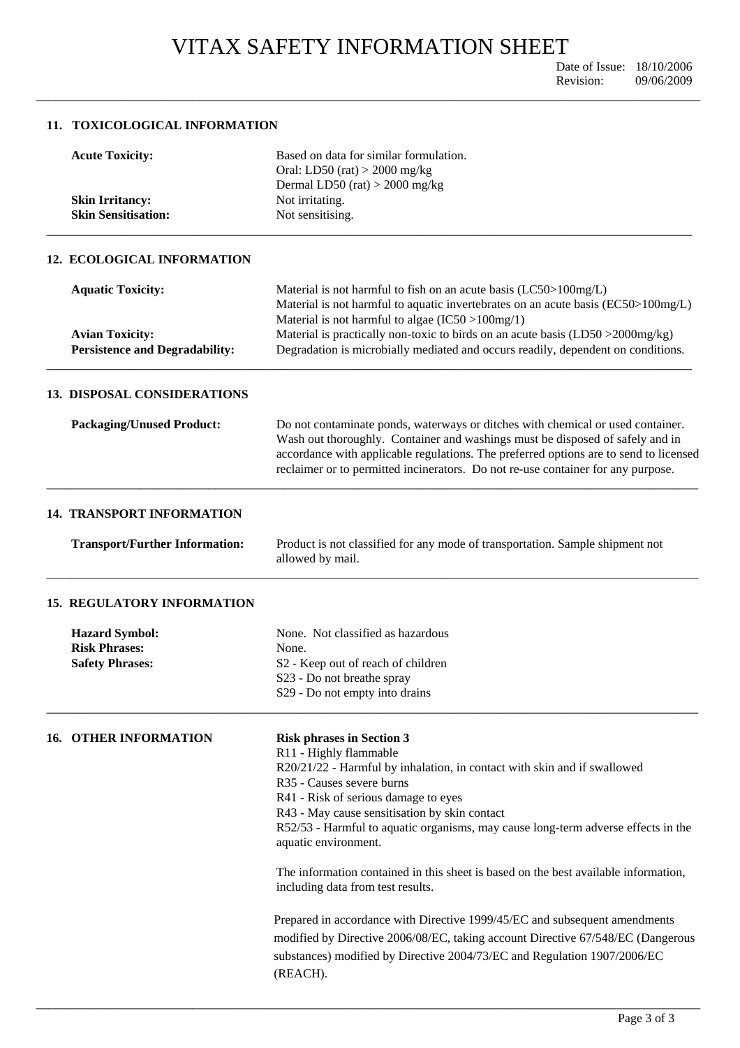## 11. TOXICOLOGICAL INFORMATION

**Acute Toxicity:** Based on data for similar formulation.
Oral: LD50 (rat) > 2000 mg/kg
Dermal LD50 (rat) > 2000 mg/kg

**Skin Irritancy:** Not irritating.

**Skin Sensitisation:** Not sensitising.

## 12. ECOLOGICAL INFORMATION

**Aquatic Toxicity:** Material is not harmful to fish on an acute basis (LC50>100mg/L)
Material is not harmful to aquatic invertebrates on an acute basis (EC50>100mg/L)
Material is not harmful to algae (IC50 >100mg/1)

**Avian Toxicity:** Material is practically non-toxic to birds on an acute basis (LD50 >2000mg/kg)

**Persistence and Degradability:** Degradation is microbially mediated and occurs readily, dependent on conditions.

## 13. DISPOSAL CONSIDERATIONS

**Packaging/Unused Product:** Do not contaminate ponds, waterways or ditches with chemical or used container. Wash out thoroughly. Container and washings must be disposed of safely and in accordance with applicable regulations. The preferred options are to send to licensed reclaimer or to permitted incinerators. Do not re-use container for any purpose.

## 14. TRANSPORT INFORMATION

**Transport/Further Information:** Product is not classified for any mode of transportation. Sample shipment not allowed by mail.

## 15. REGULATORY INFORMATION

**Hazard Symbol:** None. Not classified as hazardous

**Risk Phrases:** None.

**Safety Phrases:** S2 - Keep out of reach of children
S23 - Do not breathe spray
S29 - Do not empty into drains

## 16. OTHER INFORMATION

**Risk phrases in Section 3**

R11 - Highly flammable
R20/21/22 - Harmful by inhalation, in contact with skin and if swallowed
R35 - Causes severe burns
R41 - Risk of serious damage to eyes
R43 - May cause sensitisation by skin contact
R52/53 - Harmful to aquatic organisms, may cause long-term adverse effects in the aquatic environment.

The information contained in this sheet is based on the best available information, including data from test results.

Prepared in accordance with Directive 1999/45/EC and subsequent amendments modified by Directive 2006/08/EC, taking account Directive 67/548/EC (Dangerous substances) modified by Directive 2004/73/EC and Regulation 1907/2006/EC (REACH).